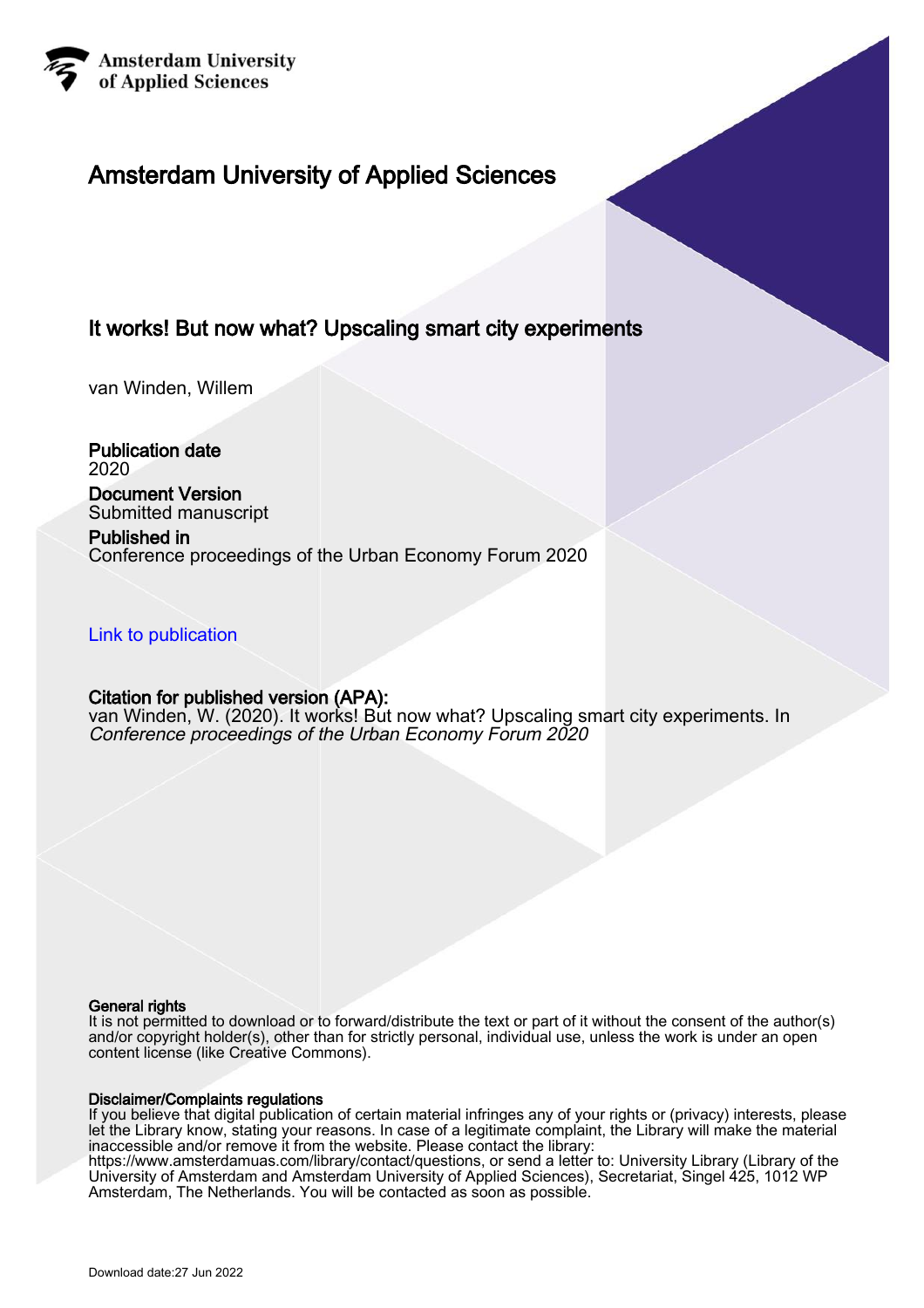Amsterdam University of Applied Sciences

# Amsterdam University of Applied Sciences

## It works! But now what? Upscaling smart city experiments

van Winden, Willem

**Publication date**
2020

**Document Version**
Submitted manuscript

**Published in**
Conference proceedings of the Urban Economy Forum 2020

Link to publication

**Citation for published version (APA):**
van Winden, W. (2020). It works! But now what? Upscaling smart city experiments. In *Conference proceedings of the Urban Economy Forum 2020*

**General rights**
It is not permitted to download or to forward/distribute the text or part of it without the consent of the author(s) and/or copyright holder(s), other than for strictly personal, individual use, unless the work is under an open content license (like Creative Commons).

**Disclaimer/Complaints regulations**
If you believe that digital publication of certain material infringes any of your rights or (privacy) interests, please let the Library know, stating your reasons. In case of a legitimate complaint, the Library will make the material inaccessible and/or remove it from the website. Please contact the library: https://www.amsterdamuas.com/library/contact/questions, or send a letter to: University Library (Library of the University of Amsterdam and Amsterdam University of Applied Sciences), Secretariat, Singel 425, 1012 WP Amsterdam, The Netherlands. You will be contacted as soon as possible.

Download date:27 Jun 2022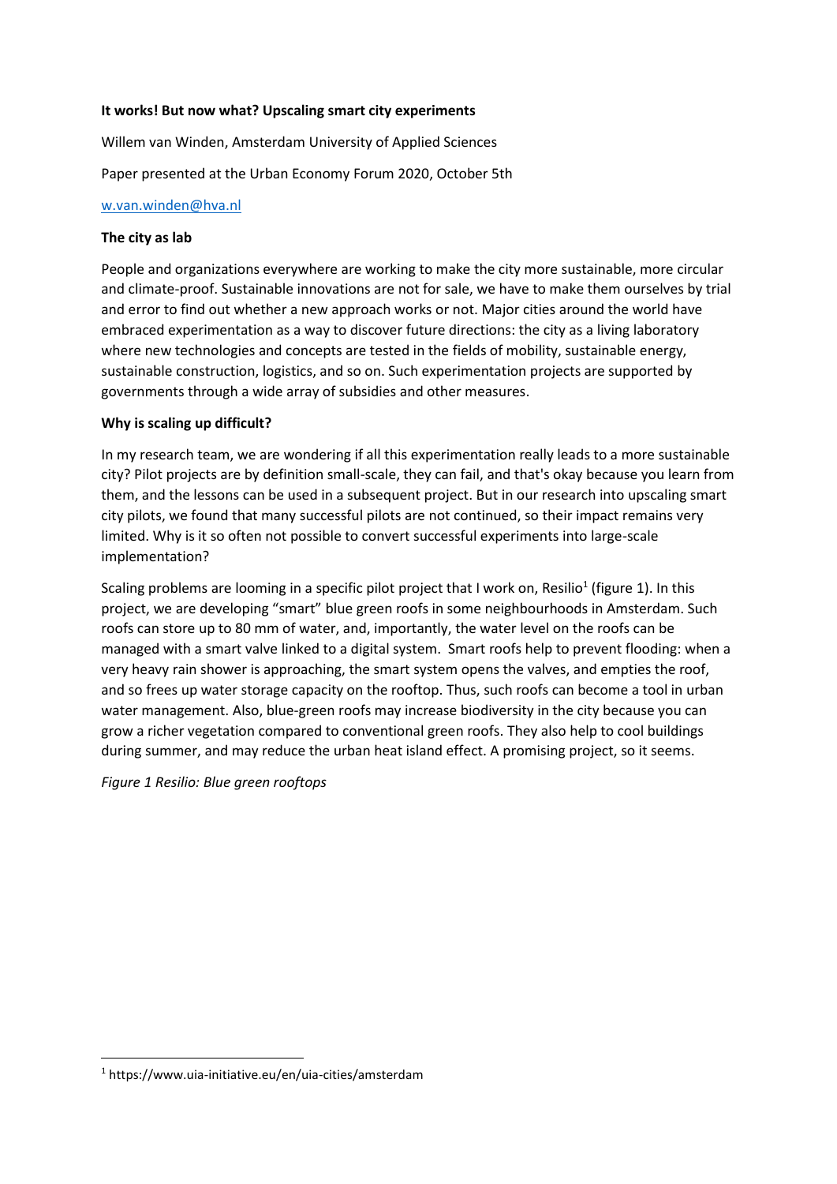**It works! But now what? Upscaling smart city experiments**

Willem van Winden, Amsterdam University of Applied Sciences

Paper presented at the Urban Economy Forum 2020, October 5th

w.van.winden@hva.nl

**The city as lab**

People and organizations everywhere are working to make the city more sustainable, more circular and climate-proof. Sustainable innovations are not for sale, we have to make them ourselves by trial and error to find out whether a new approach works or not. Major cities around the world have embraced experimentation as a way to discover future directions: the city as a living laboratory where new technologies and concepts are tested in the fields of mobility, sustainable energy, sustainable construction, logistics, and so on. Such experimentation projects are supported by governments through a wide array of subsidies and other measures.

**Why is scaling up difficult?**

In my research team, we are wondering if all this experimentation really leads to a more sustainable city? Pilot projects are by definition small-scale, they can fail, and that's okay because you learn from them, and the lessons can be used in a subsequent project. But in our research into upscaling smart city pilots, we found that many successful pilots are not continued, so their impact remains very limited. Why is it so often not possible to convert successful experiments into large-scale implementation?

Scaling problems are looming in a specific pilot project that I work on, Resilio[1] (figure 1). In this project, we are developing "smart" blue green roofs in some neighbourhoods in Amsterdam. Such roofs can store up to 80 mm of water, and, importantly, the water level on the roofs can be managed with a smart valve linked to a digital system. Smart roofs help to prevent flooding: when a very heavy rain shower is approaching, the smart system opens the valves, and empties the roof, and so frees up water storage capacity on the rooftop. Thus, such roofs can become a tool in urban water management. Also, blue-green roofs may increase biodiversity in the city because you can grow a richer vegetation compared to conventional green roofs. They also help to cool buildings during summer, and may reduce the urban heat island effect. A promising project, so it seems.

*Figure 1 Resilio: Blue green rooftops*

[1] https://www.uia-initiative.eu/en/uia-cities/amsterdam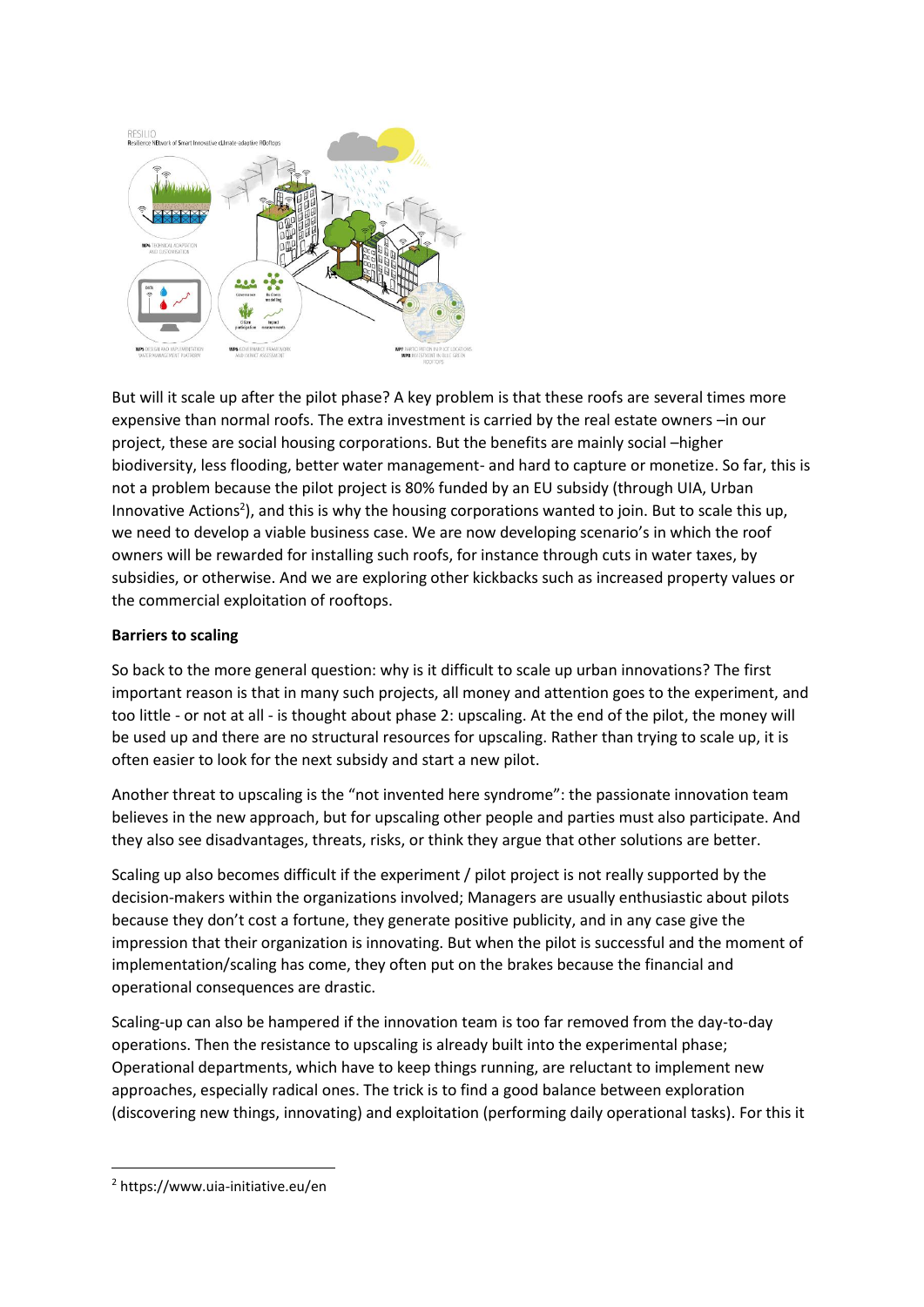But will it scale up after the pilot phase? A key problem is that these roofs are several times more expensive than normal roofs. The extra investment is carried by the real estate owners –in our project, these are social housing corporations. But the benefits are mainly social –higher biodiversity, less flooding, better water management- and hard to capture or monetize. So far, this is not a problem because the pilot project is 80% funded by an EU subsidy (through UIA, Urban Innovative Actions[2]), and this is why the housing corporations wanted to join. But to scale this up, we need to develop a viable business case. We are now developing scenario's in which the roof owners will be rewarded for installing such roofs, for instance through cuts in water taxes, by subsidies, or otherwise. And we are exploring other kickbacks such as increased property values or the commercial exploitation of rooftops.

**Barriers to scaling**

So back to the more general question: why is it difficult to scale up urban innovations? The first important reason is that in many such projects, all money and attention goes to the experiment, and too little - or not at all - is thought about phase 2: upscaling. At the end of the pilot, the money will be used up and there are no structural resources for upscaling. Rather than trying to scale up, it is often easier to look for the next subsidy and start a new pilot.

Another threat to upscaling is the "not invented here syndrome": the passionate innovation team believes in the new approach, but for upscaling other people and parties must also participate. And they also see disadvantages, threats, risks, or think they argue that other solutions are better.

Scaling up also becomes difficult if the experiment / pilot project is not really supported by the decision-makers within the organizations involved; Managers are usually enthusiastic about pilots because they don't cost a fortune, they generate positive publicity, and in any case give the impression that their organization is innovating. But when the pilot is successful and the moment of implementation/scaling has come, they often put on the brakes because the financial and operational consequences are drastic.

Scaling-up can also be hampered if the innovation team is too far removed from the day-to-day operations. Then the resistance to upscaling is already built into the experimental phase; Operational departments, which have to keep things running, are reluctant to implement new approaches, especially radical ones. The trick is to find a good balance between exploration (discovering new things, innovating) and exploitation (performing daily operational tasks). For this it

---

[2] https://www.uia-initiative.eu/en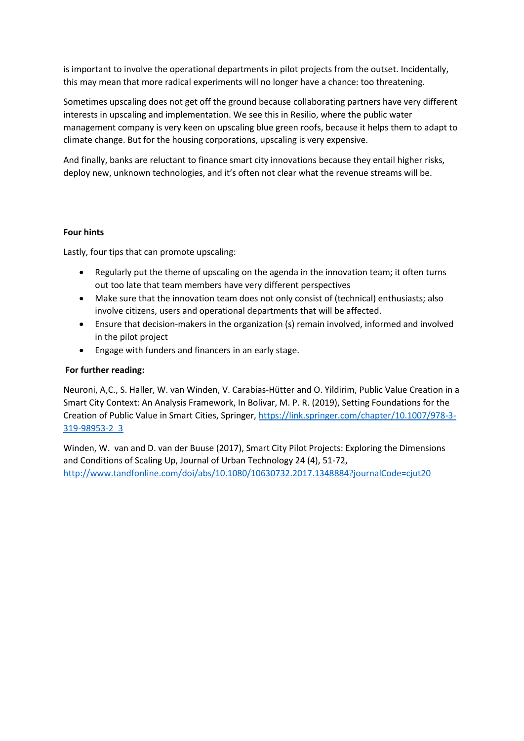is important to involve the operational departments in pilot projects from the outset. Incidentally, this may mean that more radical experiments will no longer have a chance: too threatening.

Sometimes upscaling does not get off the ground because collaborating partners have very different interests in upscaling and implementation. We see this in Resilio, where the public water management company is very keen on upscaling blue green roofs, because it helps them to adapt to climate change. But for the housing corporations, upscaling is very expensive.

And finally, banks are reluctant to finance smart city innovations because they entail higher risks, deploy new, unknown technologies, and it's often not clear what the revenue streams will be.

**Four hints**

Lastly, four tips that can promote upscaling:

- Regularly put the theme of upscaling on the agenda in the innovation team; it often turns out too late that team members have very different perspectives
- Make sure that the innovation team does not only consist of (technical) enthusiasts; also involve citizens, users and operational departments that will be affected.
- Ensure that decision-makers in the organization (s) remain involved, informed and involved in the pilot project
- Engage with funders and financers in an early stage.

**For further reading:**

Neuroni, A,C., S. Haller, W. van Winden, V. Carabias-Hütter and O. Yildirim, Public Value Creation in a Smart City Context: An Analysis Framework, In Bolivar, M. P. R. (2019), Setting Foundations for the Creation of Public Value in Smart Cities, Springer, https://link.springer.com/chapter/10.1007/978-3-319-98953-2_3

Winden, W. van and D. van der Buuse (2017), Smart City Pilot Projects: Exploring the Dimensions and Conditions of Scaling Up, Journal of Urban Technology 24 (4), 51-72, http://www.tandfonline.com/doi/abs/10.1080/10630732.2017.1348884?journalCode=cjut20